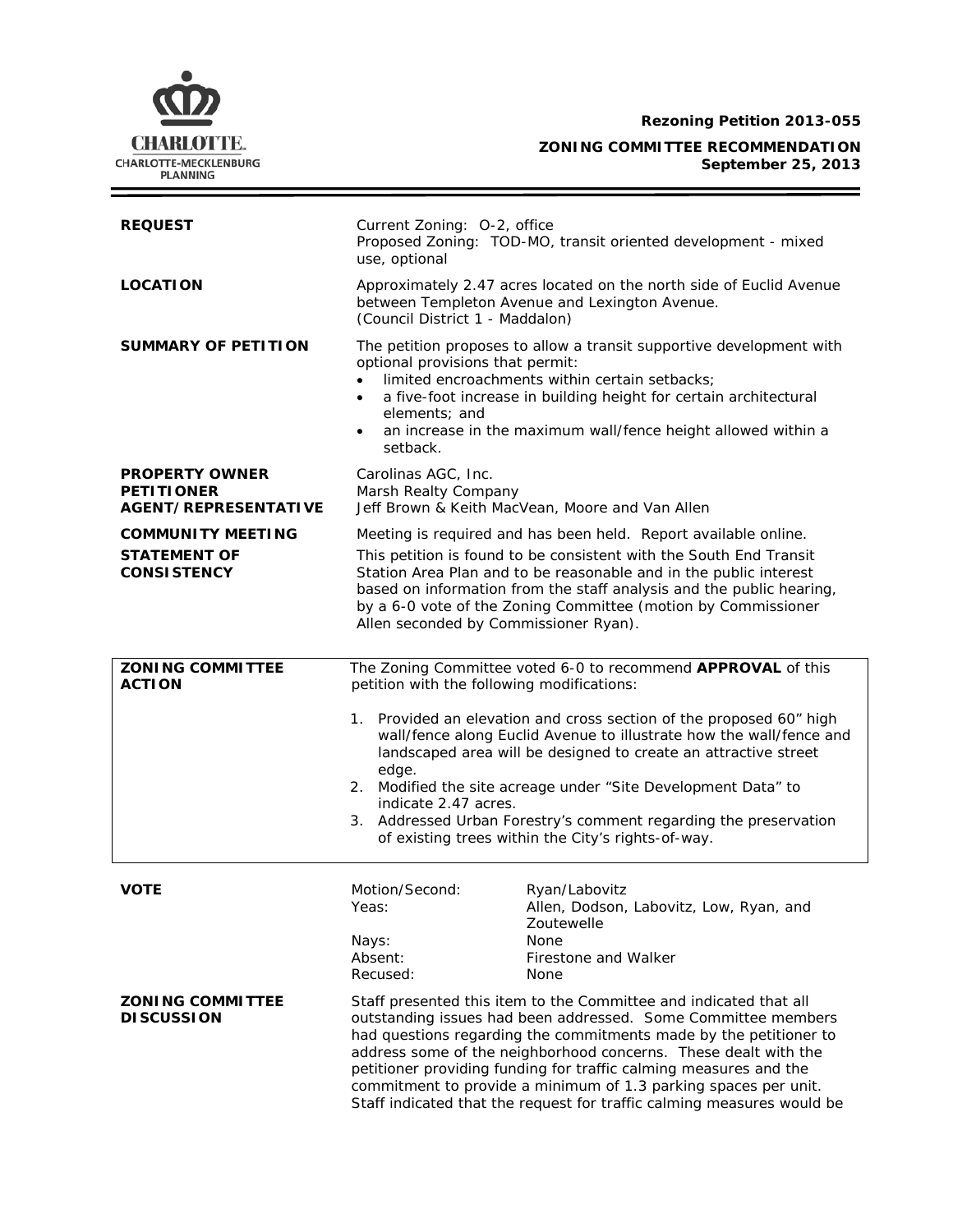**Rezoning Petition 2013-055**

**ZONING COMMITTEE RECOMMENDATION**
**September 25, 2013**

| | |
|---|---|
| **REQUEST** | Current Zoning: O-2, office<br>Proposed Zoning: TOD-MO, transit oriented development - mixed use, optional |
| **LOCATION** | Approximately 2.47 acres located on the north side of Euclid Avenue between Templeton Avenue and Lexington Avenue.<br>(Council District 1 - Maddalon) |
| **SUMMARY OF PETITION** | The petition proposes to allow a transit supportive development with optional provisions that permit:<br>• limited encroachments within certain setbacks;<br>• a five-foot increase in building height for certain architectural elements; and<br>• an increase in the maximum wall/fence height allowed within a setback. |
| **PROPERTY OWNER**<br>**PETITIONER**<br>**AGENT/REPRESENTATIVE** | Carolinas AGC, Inc.<br>Marsh Realty Company<br>Jeff Brown & Keith MacVean, Moore and Van Allen |
| **COMMUNITY MEETING** | Meeting is required and has been held. Report available online. |
| **STATEMENT OF CONSISTENCY** | This petition is found to be consistent with the South End Transit Station Area Plan and to be reasonable and in the public interest based on information from the staff analysis and the public hearing, by a 6-0 vote of the Zoning Committee (motion by Commissioner Allen seconded by Commissioner Ryan). |

| | |
|---|---|
| **ZONING COMMITTEE ACTION** | The Zoning Committee voted 6-0 to recommend **APPROVAL** of this petition with the following modifications:<br><br>1. Provided an elevation and cross section of the proposed 60" high wall/fence along Euclid Avenue to illustrate how the wall/fence and landscaped area will be designed to create an attractive street edge.<br>2. Modified the site acreage under "Site Development Data" to indicate 2.47 acres.<br>3. Addressed Urban Forestry's comment regarding the preservation of existing trees within the City's rights-of-way. |

| **VOTE** | | |
|---|---|---|
| | Motion/Second: | Ryan/Labovitz |
| | Yeas: | Allen, Dodson, Labovitz, Low, Ryan, and Zoutewelle |
| | Nays: | None |
| | Absent: | Firestone and Walker |
| | Recused: | None |

**ZONING COMMITTEE DISCUSSION**

Staff presented this item to the Committee and indicated that all outstanding issues had been addressed. Some Committee members had questions regarding the commitments made by the petitioner to address some of the neighborhood concerns. These dealt with the petitioner providing funding for traffic calming measures and the commitment to provide a minimum of 1.3 parking spaces per unit. Staff indicated that the request for traffic calming measures would be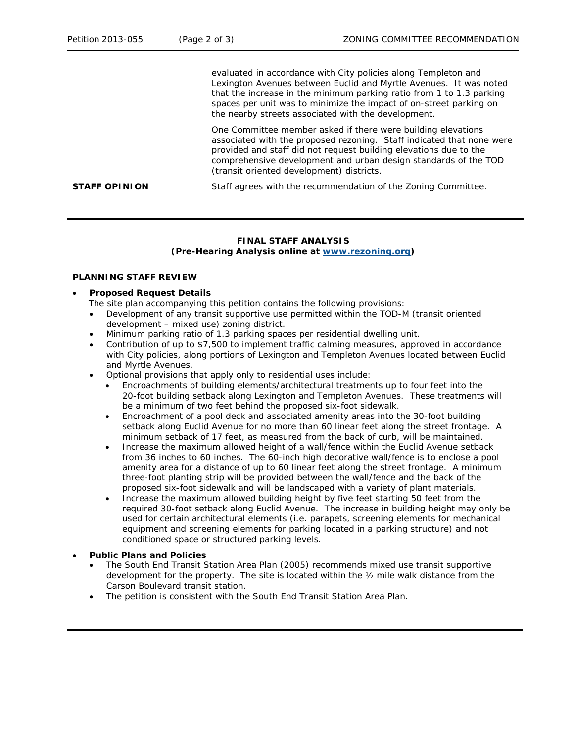evaluated in accordance with City policies along Templeton and Lexington Avenues between Euclid and Myrtle Avenues. It was noted that the increase in the minimum parking ratio from 1 to 1.3 parking spaces per unit was to minimize the impact of on-street parking on the nearby streets associated with the development.

One Committee member asked if there were building elevations associated with the proposed rezoning. Staff indicated that none were provided and staff did not request building elevations due to the comprehensive development and urban design standards of the TOD (transit oriented development) districts.

**STAFF OPINION** Staff agrees with the recommendation of the Zoning Committee.

---

**FINAL STAFF ANALYSIS**
**(Pre-Hearing Analysis online at [www.rezoning.org](http://www.rezoning.org))**

**PLANNING STAFF REVIEW**

- **Proposed Request Details**
  The site plan accompanying this petition contains the following provisions:
  - Development of any transit supportive use permitted within the TOD-M (transit oriented development – mixed use) zoning district.
  - Minimum parking ratio of 1.3 parking spaces per residential dwelling unit.
  - Contribution of up to $7,500 to implement traffic calming measures, approved in accordance with City policies, along portions of Lexington and Templeton Avenues located between Euclid and Myrtle Avenues.
  - Optional provisions that apply only to residential uses include:
    - Encroachments of building elements/architectural treatments up to four feet into the 20-foot building setback along Lexington and Templeton Avenues. These treatments will be a minimum of two feet behind the proposed six-foot sidewalk.
    - Encroachment of a pool deck and associated amenity areas into the 30-foot building setback along Euclid Avenue for no more than 60 linear feet along the street frontage. A minimum setback of 17 feet, as measured from the back of curb, will be maintained.
    - Increase the maximum allowed height of a wall/fence within the Euclid Avenue setback from 36 inches to 60 inches. The 60-inch high decorative wall/fence is to enclose a pool amenity area for a distance of up to 60 linear feet along the street frontage. A minimum three-foot planting strip will be provided between the wall/fence and the back of the proposed six-foot sidewalk and will be landscaped with a variety of plant materials.
    - Increase the maximum allowed building height by five feet starting 50 feet from the required 30-foot setback along Euclid Avenue. The increase in building height may only be used for certain architectural elements (i.e. parapets, screening elements for mechanical equipment and screening elements for parking located in a parking structure) and not conditioned space or structured parking levels.

- **Public Plans and Policies**
  - The South End Transit Station Area Plan (2005) recommends mixed use transit supportive development for the property. The site is located within the ½ mile walk distance from the Carson Boulevard transit station.
  - The petition is consistent with the South End Transit Station Area Plan.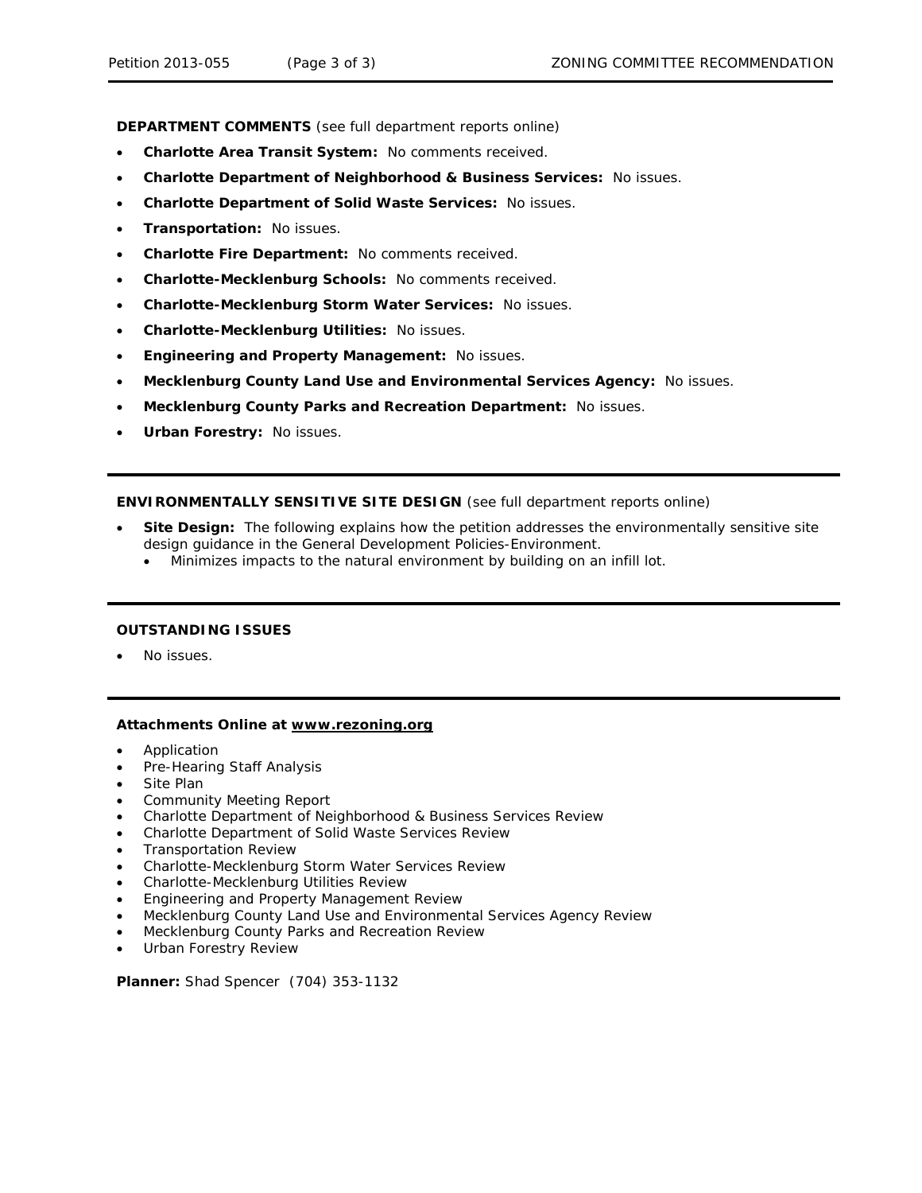**DEPARTMENT COMMENTS** (see full department reports online)

- **Charlotte Area Transit System:** No comments received.
- **Charlotte Department of Neighborhood & Business Services:** No issues.
- **Charlotte Department of Solid Waste Services:** No issues.
- **Transportation:** No issues.
- **Charlotte Fire Department:** No comments received.
- **Charlotte-Mecklenburg Schools:** No comments received.
- **Charlotte-Mecklenburg Storm Water Services:** No issues.
- **Charlotte-Mecklenburg Utilities:** No issues.
- **Engineering and Property Management:** No issues.
- **Mecklenburg County Land Use and Environmental Services Agency:** No issues.
- **Mecklenburg County Parks and Recreation Department:** No issues.
- **Urban Forestry:** No issues.

**ENVIRONMENTALLY SENSITIVE SITE DESIGN** (see full department reports online)

- **Site Design:** The following explains how the petition addresses the environmentally sensitive site design guidance in the General Development Policies-Environment.
  - Minimizes impacts to the natural environment by building on an infill lot.

**OUTSTANDING ISSUES**

- No issues.

**Attachments Online at www.rezoning.org**

- Application
- Pre-Hearing Staff Analysis
- Site Plan
- Community Meeting Report
- Charlotte Department of Neighborhood & Business Services Review
- Charlotte Department of Solid Waste Services Review
- Transportation Review
- Charlotte-Mecklenburg Storm Water Services Review
- Charlotte-Mecklenburg Utilities Review
- Engineering and Property Management Review
- Mecklenburg County Land Use and Environmental Services Agency Review
- Mecklenburg County Parks and Recreation Review
- Urban Forestry Review

**Planner:** Shad Spencer (704) 353-1132